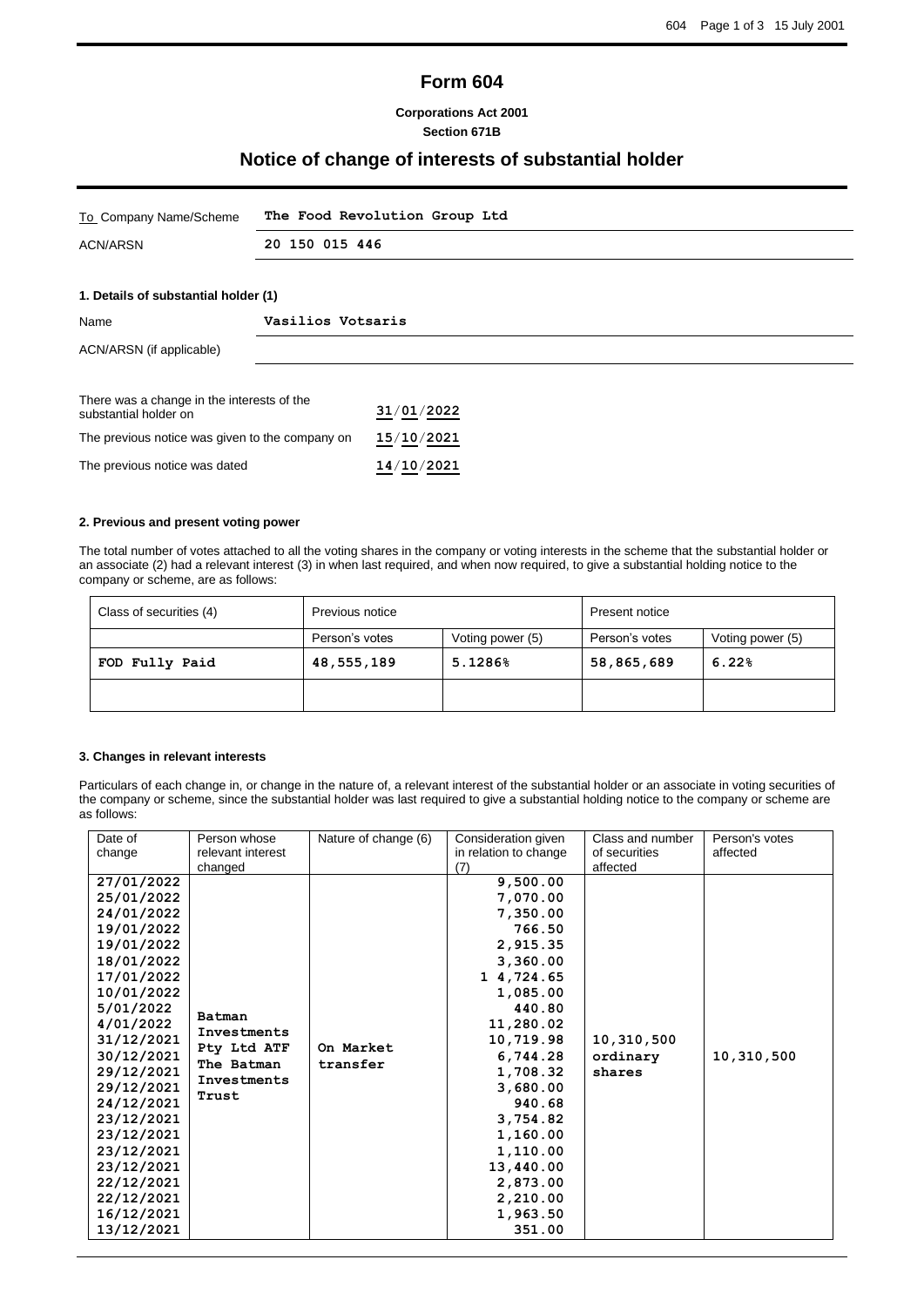# Form 604

**Corporations Act 2001**
**Section 671B**

## Notice of change of interests of substantial holder

| | |
|---|---|
| To Company Name/Scheme | **The Food Revolution Group Ltd** |
| ACN/ARSN | **20 150 015 446** |

### 1. Details of substantial holder (1)

| | |
|---|---|
| Name | **Vasilios Votsaris** |
| ACN/ARSN (if applicable) | |

| | |
|---|---|
| There was a change in the interests of the substantial holder on | **31/01/2022** |
| The previous notice was given to the company on | **15/10/2021** |
| The previous notice was dated | **14/10/2021** |

### 2. Previous and present voting power

The total number of votes attached to all the voting shares in the company or voting interests in the scheme that the substantial holder or an associate (2) had a relevant interest (3) in when last required, and when now required, to give a substantial holding notice to the company or scheme, are as follows:

| Class of securities (4) | Previous notice | | Present notice | |
|---|---|---|---|---|
| | Person's votes | Voting power (5) | Person's votes | Voting power (5) |
| **FOD Fully Paid** | **48,555,189** | **5.1286%** | **58,865,689** | **6.22%** |
| | | | | |

### 3. Changes in relevant interests

Particulars of each change in, or change in the nature of, a relevant interest of the substantial holder or an associate in voting securities of the company or scheme, since the substantial holder was last required to give a substantial holding notice to the company or scheme are as follows:

| Date of change | Person whose relevant interest changed | Nature of change (6) | Consideration given in relation to change (7) | Class and number of securities affected | Person's votes affected |
|---|---|---|---|---|---|
| **27/01/2022**<br>**25/01/2022**<br>**24/01/2022**<br>**19/01/2022**<br>**19/01/2022**<br>**18/01/2022**<br>**17/01/2022**<br>**10/01/2022**<br>**5/01/2022**<br>**4/01/2022**<br>**31/12/2021**<br>**30/12/2021**<br>**29/12/2021**<br>**29/12/2021**<br>**24/12/2021**<br>**23/12/2021**<br>**23/12/2021**<br>**23/12/2021**<br>**23/12/2021**<br>**22/12/2021**<br>**22/12/2021**<br>**16/12/2021**<br>**13/12/2021** | **Batman Investments Pty Ltd ATF The Batman Investments Trust** | **On Market transfer** | **9,500.00**<br>**7,070.00**<br>**7,350.00**<br>**766.50**<br>**2,915.35**<br>**3,360.00**<br>**1 4,724.65**<br>**1,085.00**<br>**440.80**<br>**11,280.02**<br>**10,719.98**<br>**6,744.28**<br>**1,708.32**<br>**3,680.00**<br>**940.68**<br>**3,754.82**<br>**1,160.00**<br>**1,110.00**<br>**13,440.00**<br>**2,873.00**<br>**2,210.00**<br>**1,963.50**<br>**351.00** | **10,310,500 ordinary shares** | **10,310,500** |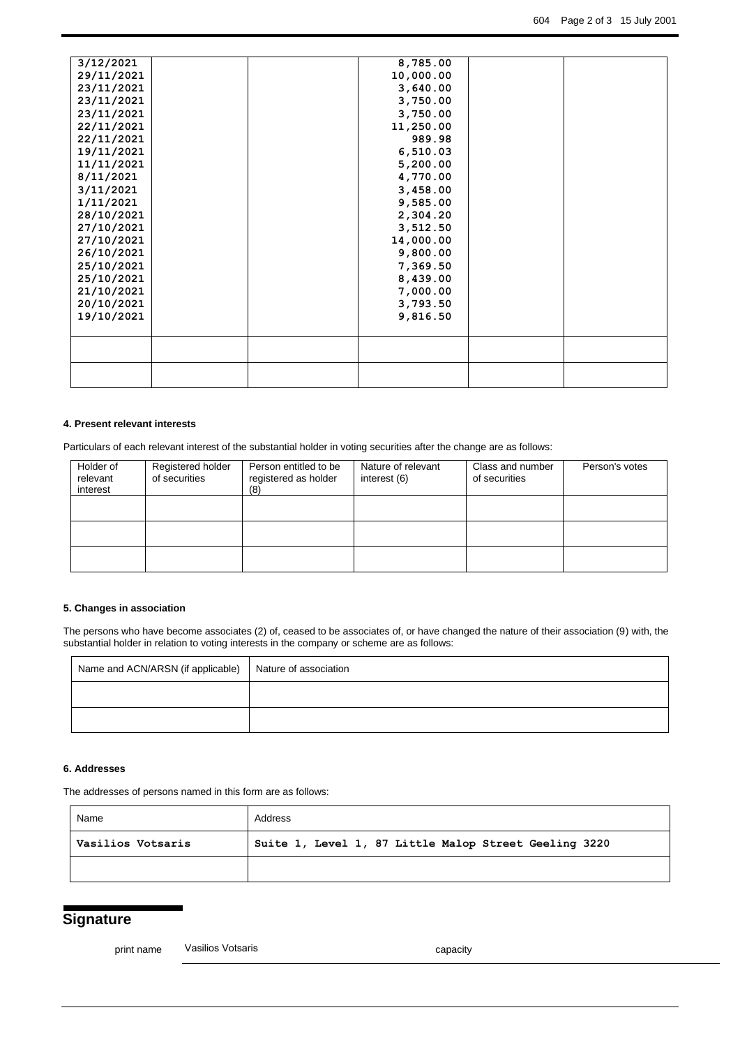| | | | | | |
|---|---|---|---|---|---|
| 3/12/2021 | | | 8,785.00 | | |
| 29/11/2021 | | | 10,000.00 | | |
| 23/11/2021 | | | 3,640.00 | | |
| 23/11/2021 | | | 3,750.00 | | |
| 23/11/2021 | | | 3,750.00 | | |
| 22/11/2021 | | | 11,250.00 | | |
| 22/11/2021 | | | 989.98 | | |
| 19/11/2021 | | | 6,510.03 | | |
| 11/11/2021 | | | 5,200.00 | | |
| 8/11/2021 | | | 4,770.00 | | |
| 3/11/2021 | | | 3,458.00 | | |
| 1/11/2021 | | | 9,585.00 | | |
| 28/10/2021 | | | 2,304.20 | | |
| 27/10/2021 | | | 3,512.50 | | |
| 27/10/2021 | | | 14,000.00 | | |
| 26/10/2021 | | | 9,800.00 | | |
| 25/10/2021 | | | 7,369.50 | | |
| 25/10/2021 | | | 8,439.00 | | |
| 21/10/2021 | | | 7,000.00 | | |
| 20/10/2021 | | | 3,793.50 | | |
| 19/10/2021 | | | 9,816.50 | | |
| | | | | | |
| | | | | | |

#### 4. Present relevant interests

Particulars of each relevant interest of the substantial holder in voting securities after the change are as follows:

| Holder of relevant interest | Registered holder of securities | Person entitled to be registered as holder (8) | Nature of relevant interest (6) | Class and number of securities | Person's votes |
|---|---|---|---|---|---|
| | | | | | |
| | | | | | |
| | | | | | |

#### 5. Changes in association

The persons who have become associates (2) of, ceased to be associates of, or have changed the nature of their association (9) with, the substantial holder in relation to voting interests in the company or scheme are as follows:

| Name and ACN/ARSN (if applicable) | Nature of association |
|---|---|
| | |
| | |

#### 6. Addresses

The addresses of persons named in this form are as follows:

| Name | Address |
|---|---|
| **Vasilios Votsaris** | **Suite 1, Level 1, 87 Little Malop Street Geeling 3220** |
| | |

## Signature

print name Vasilios Votsaris capacity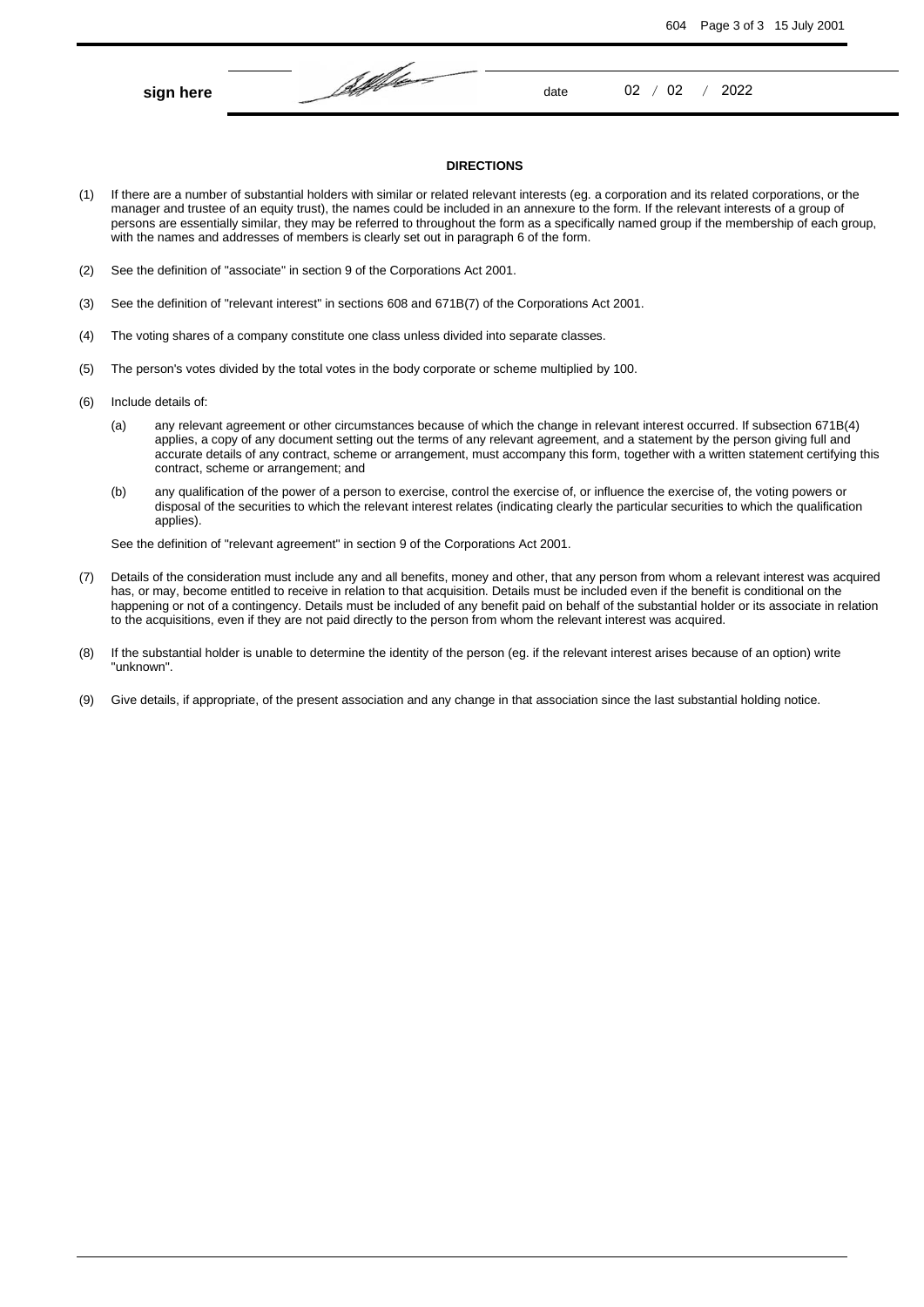| | | | |
|---|---|---|---|
| **sign here** | | date | 02 / 02 / 2022 |

**DIRECTIONS**

(1) If there are a number of substantial holders with similar or related relevant interests (eg. a corporation and its related corporations, or the manager and trustee of an equity trust), the names could be included in an annexure to the form. If the relevant interests of a group of persons are essentially similar, they may be referred to throughout the form as a specifically named group if the membership of each group, with the names and addresses of members is clearly set out in paragraph 6 of the form.

(2) See the definition of "associate" in section 9 of the Corporations Act 2001.

(3) See the definition of "relevant interest" in sections 608 and 671B(7) of the Corporations Act 2001.

(4) The voting shares of a company constitute one class unless divided into separate classes.

(5) The person's votes divided by the total votes in the body corporate or scheme multiplied by 100.

(6) Include details of:

(a) any relevant agreement or other circumstances because of which the change in relevant interest occurred. If subsection 671B(4) applies, a copy of any document setting out the terms of any relevant agreement, and a statement by the person giving full and accurate details of any contract, scheme or arrangement, must accompany this form, together with a written statement certifying this contract, scheme or arrangement; and

(b) any qualification of the power of a person to exercise, control the exercise of, or influence the exercise of, the voting powers or disposal of the securities to which the relevant interest relates (indicating clearly the particular securities to which the qualification applies).

See the definition of "relevant agreement" in section 9 of the Corporations Act 2001.

(7) Details of the consideration must include any and all benefits, money and other, that any person from whom a relevant interest was acquired has, or may, become entitled to receive in relation to that acquisition. Details must be included even if the benefit is conditional on the happening or not of a contingency. Details must be included of any benefit paid on behalf of the substantial holder or its associate in relation to the acquisitions, even if they are not paid directly to the person from whom the relevant interest was acquired.

(8) If the substantial holder is unable to determine the identity of the person (eg. if the relevant interest arises because of an option) write "unknown".

(9) Give details, if appropriate, of the present association and any change in that association since the last substantial holding notice.